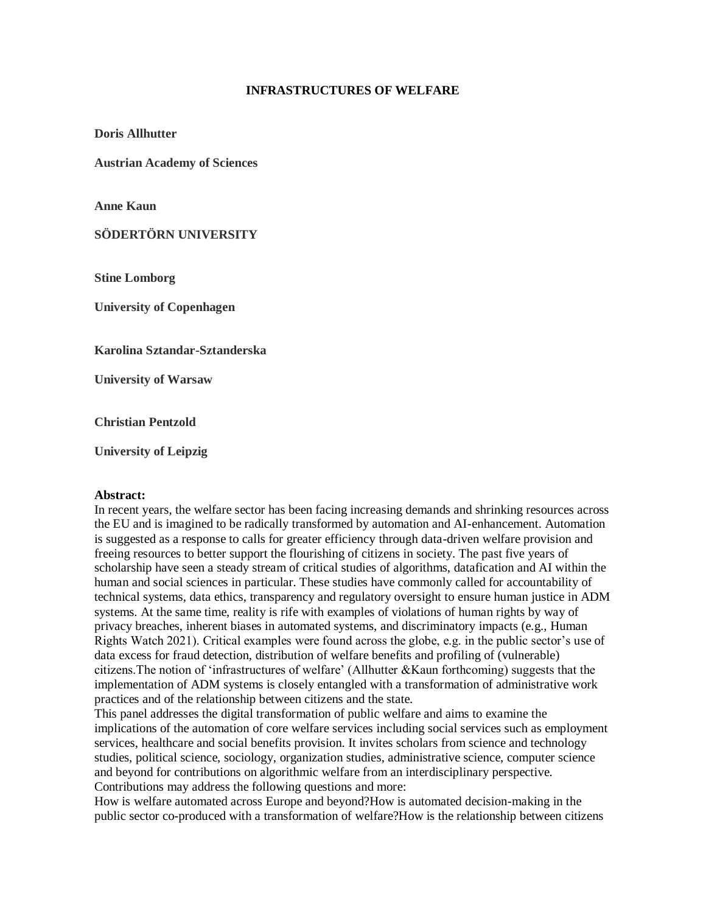# INFRASTRUCTURES OF WELFARE

**Doris Allhutter**

**Austrian Academy of Sciences**

**Anne Kaun**

**SÖDERTÖRN UNIVERSITY**

**Stine Lomborg**

**University of Copenhagen**

**Karolina Sztandar-Sztanderska**

**University of Warsaw**

**Christian Pentzold**

**University of Leipzig**

**Abstract:**

In recent years, the welfare sector has been facing increasing demands and shrinking resources across the EU and is imagined to be radically transformed by automation and AI-enhancement. Automation is suggested as a response to calls for greater efficiency through data-driven welfare provision and freeing resources to better support the flourishing of citizens in society. The past five years of scholarship have seen a steady stream of critical studies of algorithms, datafication and AI within the human and social sciences in particular. These studies have commonly called for accountability of technical systems, data ethics, transparency and regulatory oversight to ensure human justice in ADM systems. At the same time, reality is rife with examples of violations of human rights by way of privacy breaches, inherent biases in automated systems, and discriminatory impacts (e.g., Human Rights Watch 2021). Critical examples were found across the globe, e.g. in the public sector's use of data excess for fraud detection, distribution of welfare benefits and profiling of (vulnerable) citizens.The notion of 'infrastructures of welfare' (Allhutter &Kaun forthcoming) suggests that the implementation of ADM systems is closely entangled with a transformation of administrative work practices and of the relationship between citizens and the state.

This panel addresses the digital transformation of public welfare and aims to examine the implications of the automation of core welfare services including social services such as employment services, healthcare and social benefits provision. It invites scholars from science and technology studies, political science, sociology, organization studies, administrative science, computer science and beyond for contributions on algorithmic welfare from an interdisciplinary perspective. Contributions may address the following questions and more:

How is welfare automated across Europe and beyond?How is automated decision-making in the public sector co-produced with a transformation of welfare?How is the relationship between citizens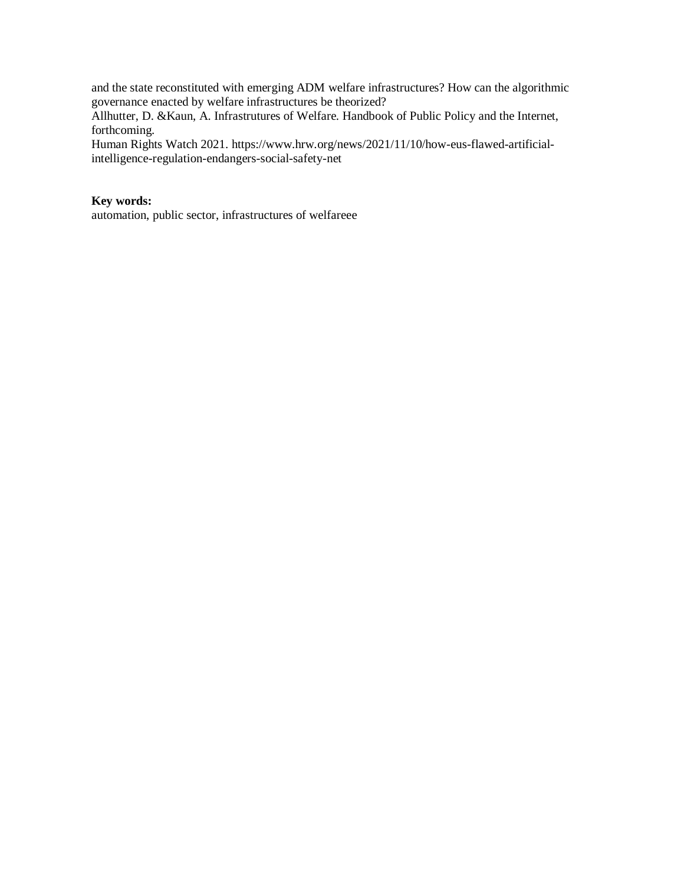and the state reconstituted with emerging ADM welfare infrastructures? How can the algorithmic governance enacted by welfare infrastructures be theorized?

Allhutter, D. &Kaun, A. Infrastrutures of Welfare. Handbook of Public Policy and the Internet, forthcoming.

Human Rights Watch 2021. https://www.hrw.org/news/2021/11/10/how-eus-flawed-artificial-intelligence-regulation-endangers-social-safety-net

**Key words:**

automation, public sector, infrastructures of welfareee